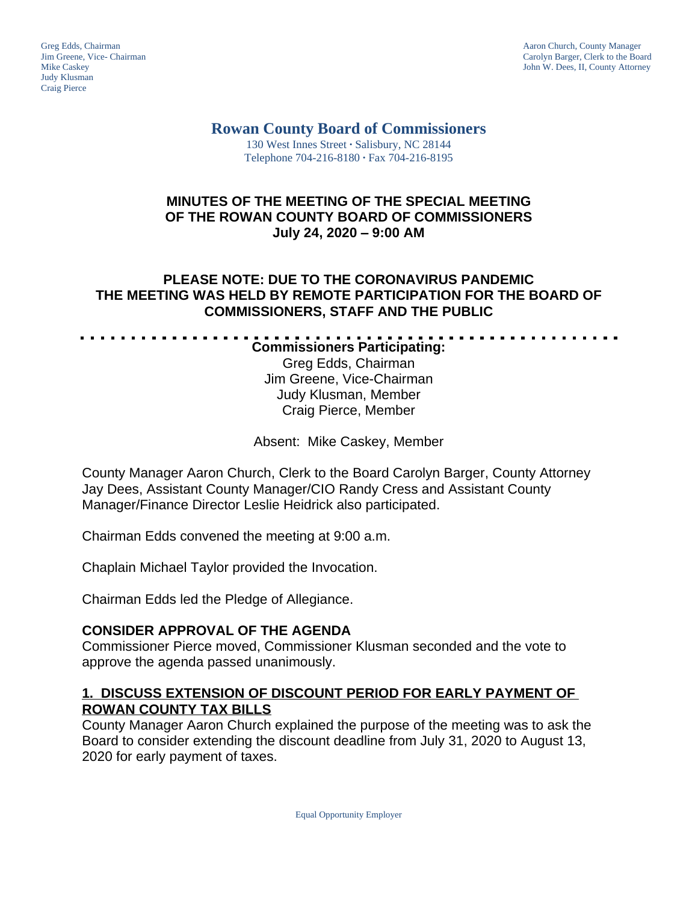Greg Edds, Chairman
Jim Greene, Vice- Chairman
Mike Caskey
Judy Klusman
Craig Pierce

Aaron Church, County Manager
Carolyn Barger, Clerk to the Board
John W. Dees, II, County Attorney

# Rowan County Board of Commissioners

130 West Innes Street · Salisbury, NC 28144
Telephone 704-216-8180 · Fax 704-216-8195

## MINUTES OF THE MEETING OF THE SPECIAL MEETING OF THE ROWAN COUNTY BOARD OF COMMISSIONERS July 24, 2020 – 9:00 AM

## PLEASE NOTE: DUE TO THE CORONAVIRUS PANDEMIC THE MEETING WAS HELD BY REMOTE PARTICIPATION FOR THE BOARD OF COMMISSIONERS, STAFF AND THE PUBLIC

**Commissioners Participating:**
Greg Edds, Chairman
Jim Greene, Vice-Chairman
Judy Klusman, Member
Craig Pierce, Member

Absent: Mike Caskey, Member

County Manager Aaron Church, Clerk to the Board Carolyn Barger, County Attorney Jay Dees, Assistant County Manager/CIO Randy Cress and Assistant County Manager/Finance Director Leslie Heidrick also participated.

Chairman Edds convened the meeting at 9:00 a.m.

Chaplain Michael Taylor provided the Invocation.

Chairman Edds led the Pledge of Allegiance.

### CONSIDER APPROVAL OF THE AGENDA

Commissioner Pierce moved, Commissioner Klusman seconded and the vote to approve the agenda passed unanimously.

### 1. DISCUSS EXTENSION OF DISCOUNT PERIOD FOR EARLY PAYMENT OF ROWAN COUNTY TAX BILLS

County Manager Aaron Church explained the purpose of the meeting was to ask the Board to consider extending the discount deadline from July 31, 2020 to August 13, 2020 for early payment of taxes.

Equal Opportunity Employer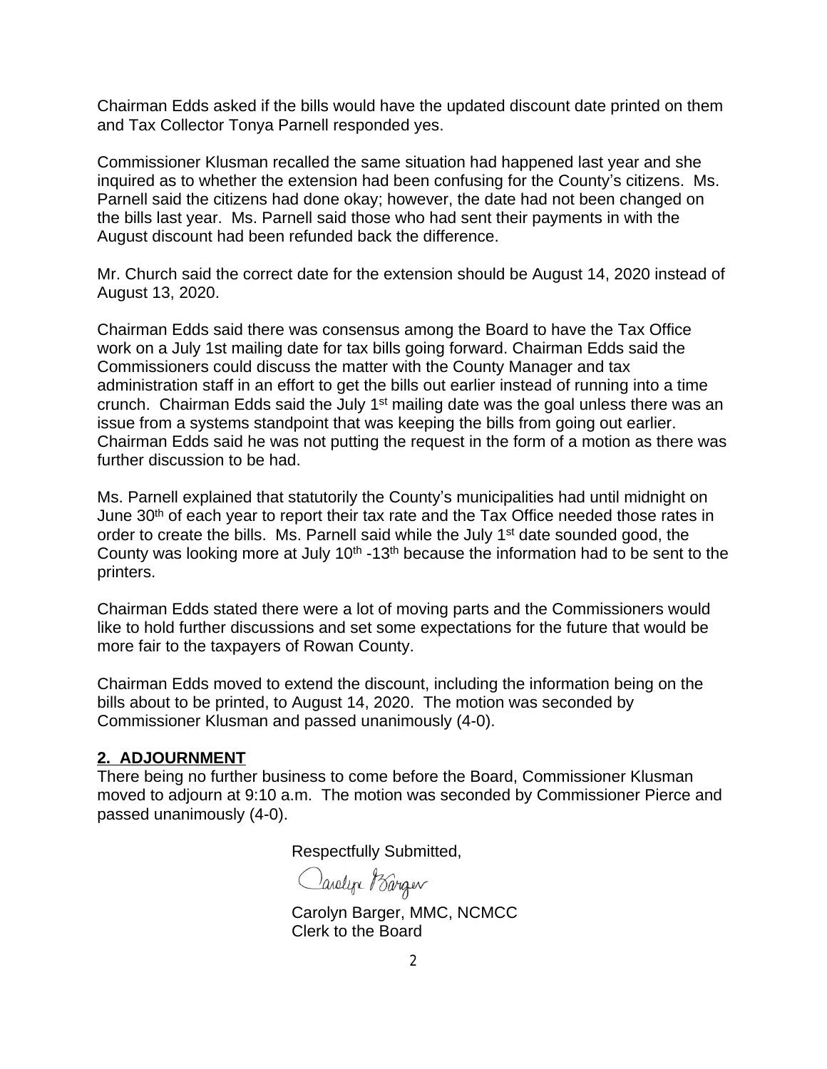Chairman Edds asked if the bills would have the updated discount date printed on them and Tax Collector Tonya Parnell responded yes.

Commissioner Klusman recalled the same situation had happened last year and she inquired as to whether the extension had been confusing for the County's citizens. Ms. Parnell said the citizens had done okay; however, the date had not been changed on the bills last year. Ms. Parnell said those who had sent their payments in with the August discount had been refunded back the difference.

Mr. Church said the correct date for the extension should be August 14, 2020 instead of August 13, 2020.

Chairman Edds said there was consensus among the Board to have the Tax Office work on a July 1st mailing date for tax bills going forward. Chairman Edds said the Commissioners could discuss the matter with the County Manager and tax administration staff in an effort to get the bills out earlier instead of running into a time crunch. Chairman Edds said the July 1st mailing date was the goal unless there was an issue from a systems standpoint that was keeping the bills from going out earlier. Chairman Edds said he was not putting the request in the form of a motion as there was further discussion to be had.

Ms. Parnell explained that statutorily the County's municipalities had until midnight on June 30th of each year to report their tax rate and the Tax Office needed those rates in order to create the bills. Ms. Parnell said while the July 1st date sounded good, the County was looking more at July 10th -13th because the information had to be sent to the printers.

Chairman Edds stated there were a lot of moving parts and the Commissioners would like to hold further discussions and set some expectations for the future that would be more fair to the taxpayers of Rowan County.

Chairman Edds moved to extend the discount, including the information being on the bills about to be printed, to August 14, 2020. The motion was seconded by Commissioner Klusman and passed unanimously (4-0).

## 2. ADJOURNMENT

There being no further business to come before the Board, Commissioner Klusman moved to adjourn at 9:10 a.m. The motion was seconded by Commissioner Pierce and passed unanimously (4-0).

Respectfully Submitted,

Carolyn Barger

Carolyn Barger, MMC, NCMCC
Clerk to the Board